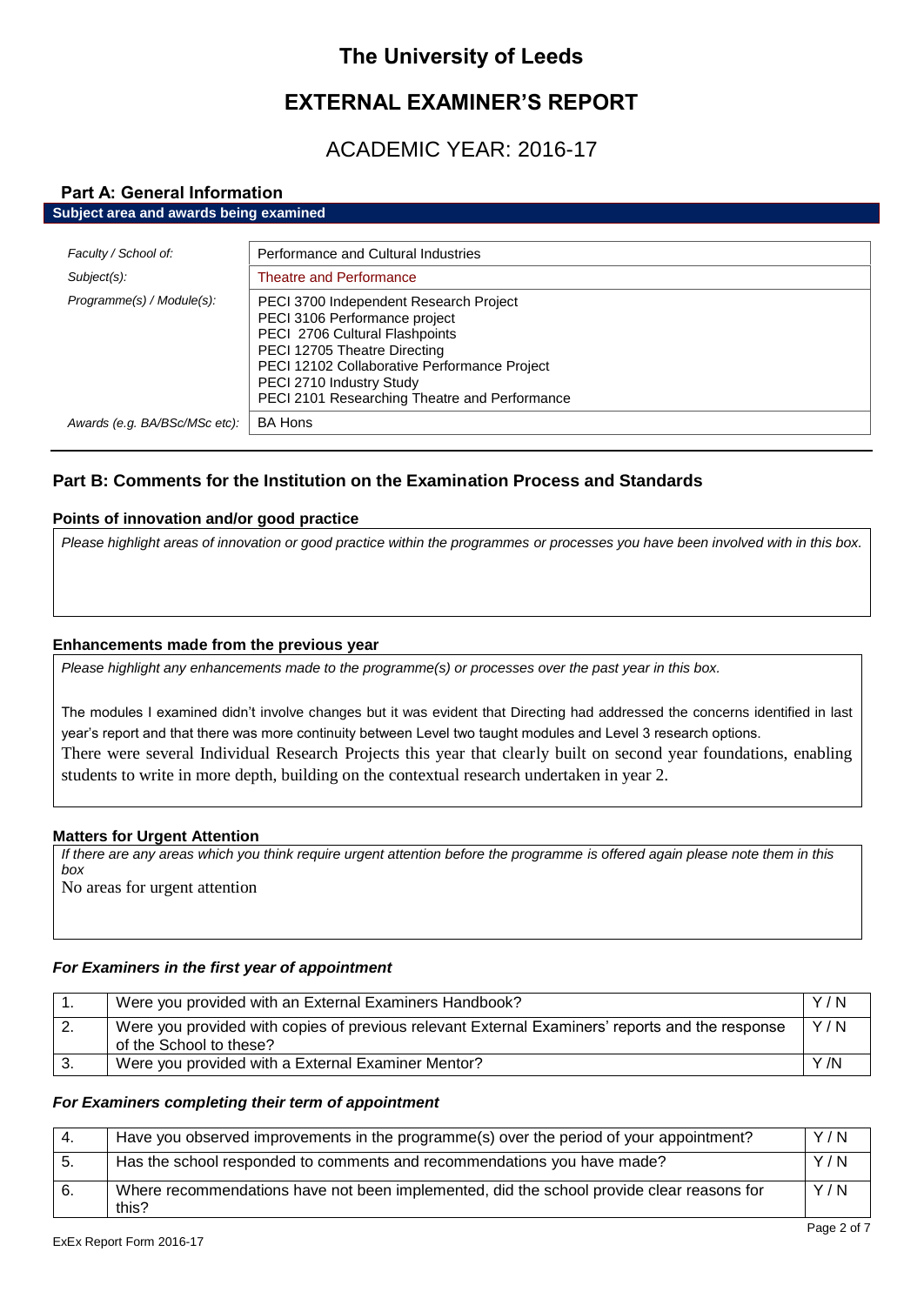# The University of Leeds

# EXTERNAL EXAMINER'S REPORT

## ACADEMIC YEAR: 2016-17

### Part A: General Information

**Subject area and awards being examined**

| | |
|---|---|
| *Faculty / School of:* | Performance and Cultural Industries |
| *Subject(s):* | Theatre and Performance |
| *Programme(s) / Module(s):* | PECI 3700 Independent Research Project<br>PECI 3106 Performance project<br>PECI 2706 Cultural Flashpoints<br>PECI 12705 Theatre Directing<br>PECI 12102 Collaborative Performance Project<br>PECI 2710 Industry Study<br>PECI 2101 Researching Theatre and Performance |
| *Awards (e.g. BA/BSc/MSc etc):* | BA Hons |

### Part B: Comments for the Institution on the Examination Process and Standards

**Points of innovation and/or good practice**

*Please highlight areas of innovation or good practice within the programmes or processes you have been involved with in this box.*

**Enhancements made from the previous year**

*Please highlight any enhancements made to the programme(s) or processes over the past year in this box.*

The modules I examined didn't involve changes but it was evident that Directing had addressed the concerns identified in last year's report and that there was more continuity between Level two taught modules and Level 3 research options.

There were several Individual Research Projects this year that clearly built on second year foundations, enabling students to write in more depth, building on the contextual research undertaken in year 2.

**Matters for Urgent Attention**

*If there are any areas which you think require urgent attention before the programme is offered again please note them in this box*

No areas for urgent attention

***For Examiners in the first year of appointment***

| | | |
|---|---|---|
| 1. | Were you provided with an External Examiners Handbook? | Y / N |
| 2. | Were you provided with copies of previous relevant External Examiners' reports and the response of the School to these? | Y / N |
| 3. | Were you provided with a External Examiner Mentor? | Y /N |

***For Examiners completing their term of appointment***

| | | |
|---|---|---|
| 4. | Have you observed improvements in the programme(s) over the period of your appointment? | Y / N |
| 5. | Has the school responded to comments and recommendations you have made? | Y / N |
| 6. | Where recommendations have not been implemented, did the school provide clear reasons for this? | Y / N |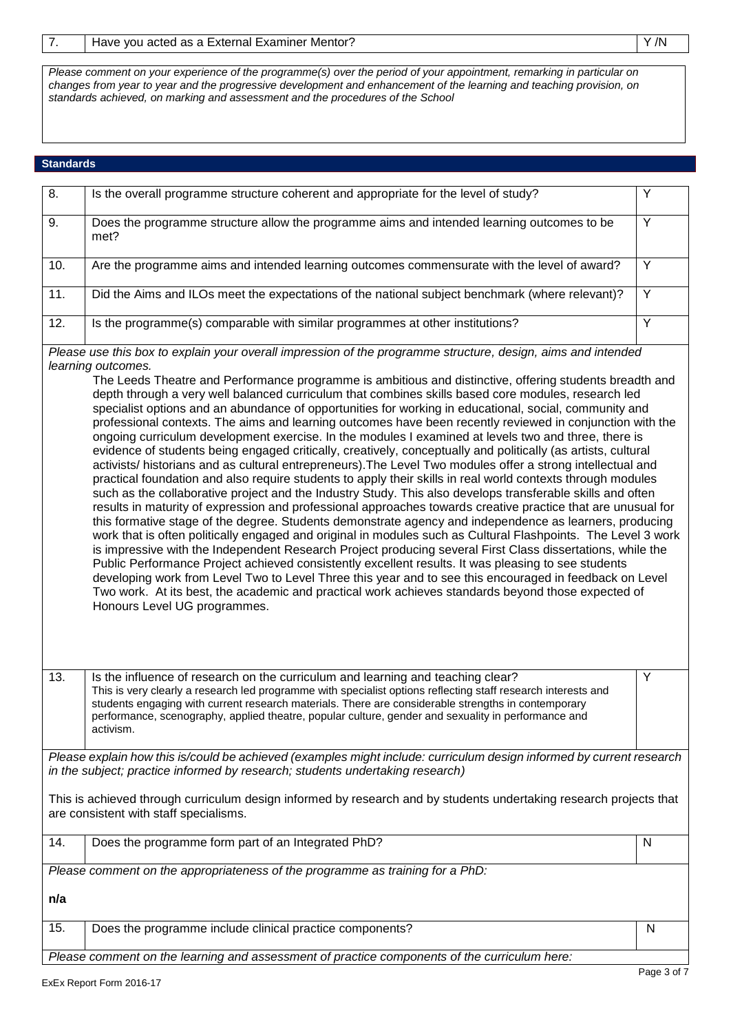| 7. | Have you acted as a External Examiner Mentor? | Y /N |
| --- | --- | --- |

*Please comment on your experience of the programme(s) over the period of your appointment, remarking in particular on changes from year to year and the progressive development and enhancement of the learning and teaching provision, on standards achieved, on marking and assessment and the procedures of the School*

## Standards

| 8. | Is the overall programme structure coherent and appropriate for the level of study? | Y |
| --- | --- | --- |
| 9. | Does the programme structure allow the programme aims and intended learning outcomes to be met? | Y |
| 10. | Are the programme aims and intended learning outcomes commensurate with the level of award? | Y |
| 11. | Did the Aims and ILOs meet the expectations of the national subject benchmark (where relevant)? | Y |
| 12. | Is the programme(s) comparable with similar programmes at other institutions? | Y |

*Please use this box to explain your overall impression of the programme structure, design, aims and intended learning outcomes.*

The Leeds Theatre and Performance programme is ambitious and distinctive, offering students breadth and depth through a very well balanced curriculum that combines skills based core modules, research led specialist options and an abundance of opportunities for working in educational, social, community and professional contexts. The aims and learning outcomes have been recently reviewed in conjunction with the ongoing curriculum development exercise. In the modules I examined at levels two and three, there is evidence of students being engaged critically, creatively, conceptually and politically (as artists, cultural activists/ historians and as cultural entrepreneurs).The Level Two modules offer a strong intellectual and practical foundation and also require students to apply their skills in real world contexts through modules such as the collaborative project and the Industry Study. This also develops transferable skills and often results in maturity of expression and professional approaches towards creative practice that are unusual for this formative stage of the degree. Students demonstrate agency and independence as learners, producing work that is often politically engaged and original in modules such as Cultural Flashpoints. The Level 3 work is impressive with the Independent Research Project producing several First Class dissertations, while the Public Performance Project achieved consistently excellent results. It was pleasing to see students developing work from Level Two to Level Three this year and to see this encouraged in feedback on Level Two work. At its best, the academic and practical work achieves standards beyond those expected of Honours Level UG programmes.

| 13. | Is the influence of research on the curriculum and learning and teaching clear?<br>This is very clearly a research led programme with specialist options reflecting staff research interests and students engaging with current research materials. There are considerable strengths in contemporary performance, scenography, applied theatre, popular culture, gender and sexuality in performance and activism. | Y |
| --- | --- | --- |

*Please explain how this is/could be achieved (examples might include: curriculum design informed by current research in the subject; practice informed by research; students undertaking research)*

This is achieved through curriculum design informed by research and by students undertaking research projects that are consistent with staff specialisms.

| 14. | Does the programme form part of an Integrated PhD? | N |
| --- | --- | --- |

*Please comment on the appropriateness of the programme as training for a PhD:*

**n/a**

| 15. | Does the programme include clinical practice components? | N |
| --- | --- | --- |

*Please comment on the learning and assessment of practice components of the curriculum here:*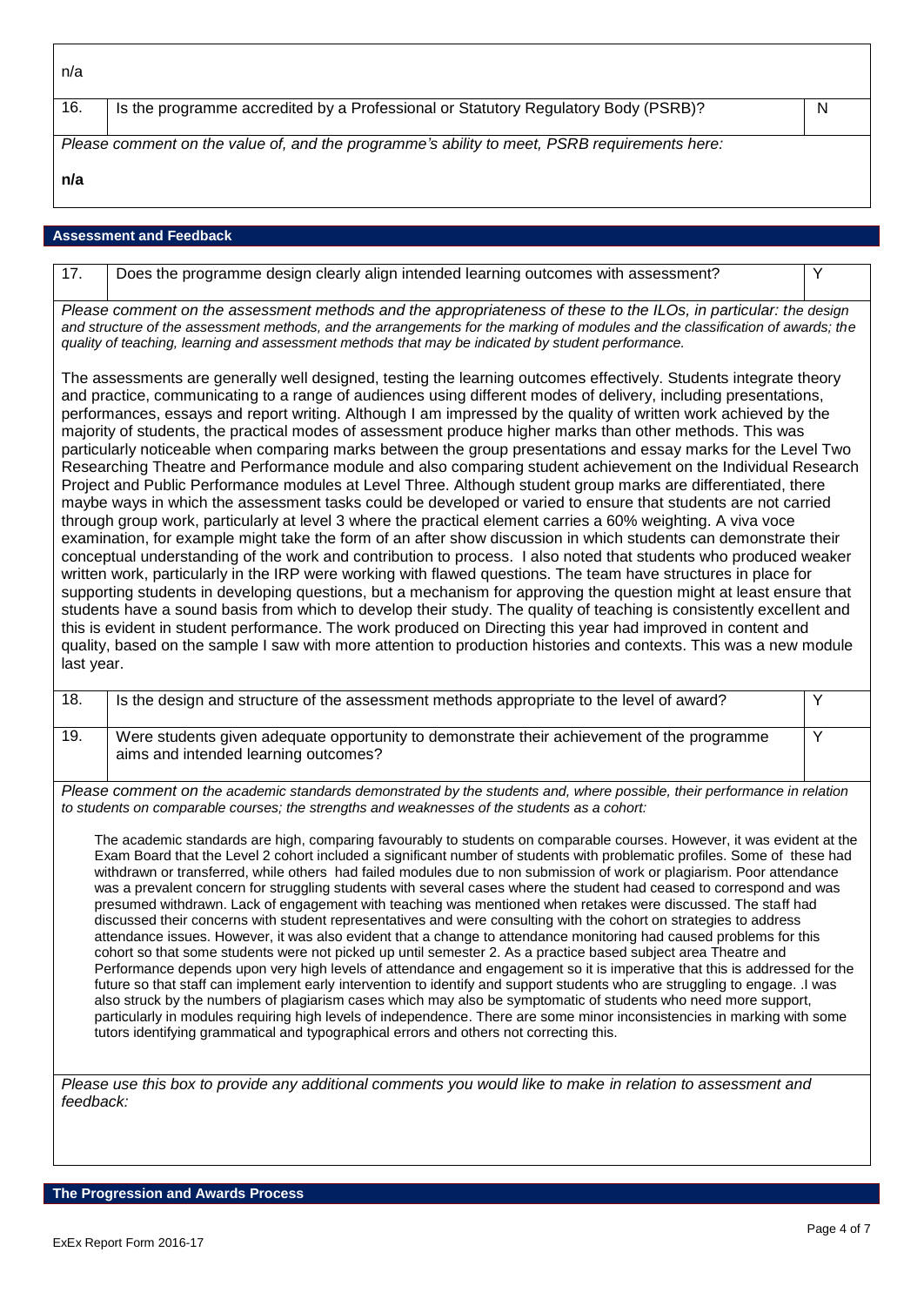n/a

| 16. | Is the programme accredited by a Professional or Statutory Regulatory Body (PSRB)? | N |
|---|---|---|

*Please comment on the value of, and the programme's ability to meet, PSRB requirements here:*

**n/a**

## Assessment and Feedback

| 17. | Does the programme design clearly align intended learning outcomes with assessment? | Y |
|---|---|---|

*Please comment on the assessment methods and the appropriateness of these to the ILOs, in particular: the design and structure of the assessment methods, and the arrangements for the marking of modules and the classification of awards; the quality of teaching, learning and assessment methods that may be indicated by student performance.*

The assessments are generally well designed, testing the learning outcomes effectively. Students integrate theory and practice, communicating to a range of audiences using different modes of delivery, including presentations, performances, essays and report writing. Although I am impressed by the quality of written work achieved by the majority of students, the practical modes of assessment produce higher marks than other methods. This was particularly noticeable when comparing marks between the group presentations and essay marks for the Level Two Researching Theatre and Performance module and also comparing student achievement on the Individual Research Project and Public Performance modules at Level Three. Although student group marks are differentiated, there maybe ways in which the assessment tasks could be developed or varied to ensure that students are not carried through group work, particularly at level 3 where the practical element carries a 60% weighting. A viva voce examination, for example might take the form of an after show discussion in which students can demonstrate their conceptual understanding of the work and contribution to process. I also noted that students who produced weaker written work, particularly in the IRP were working with flawed questions. The team have structures in place for supporting students in developing questions, but a mechanism for approving the question might at least ensure that students have a sound basis from which to develop their study. The quality of teaching is consistently excellent and this is evident in student performance. The work produced on Directing this year had improved in content and quality, based on the sample I saw with more attention to production histories and contexts. This was a new module last year.

| 18. | Is the design and structure of the assessment methods appropriate to the level of award? | Y |
|---|---|---|
| 19. | Were students given adequate opportunity to demonstrate their achievement of the programme aims and intended learning outcomes? | Y |

*Please comment on the academic standards demonstrated by the students and, where possible, their performance in relation to students on comparable courses; the strengths and weaknesses of the students as a cohort:*

The academic standards are high, comparing favourably to students on comparable courses. However, it was evident at the Exam Board that the Level 2 cohort included a significant number of students with problematic profiles. Some of these had withdrawn or transferred, while others had failed modules due to non submission of work or plagiarism. Poor attendance was a prevalent concern for struggling students with several cases where the student had ceased to correspond and was presumed withdrawn. Lack of engagement with teaching was mentioned when retakes were discussed. The staff had discussed their concerns with student representatives and were consulting with the cohort on strategies to address attendance issues. However, it was also evident that a change to attendance monitoring had caused problems for this cohort so that some students were not picked up until semester 2. As a practice based subject area Theatre and Performance depends upon very high levels of attendance and engagement so it is imperative that this is addressed for the future so that staff can implement early intervention to identify and support students who are struggling to engage. .I was also struck by the numbers of plagiarism cases which may also be symptomatic of students who need more support, particularly in modules requiring high levels of independence. There are some minor inconsistencies in marking with some tutors identifying grammatical and typographical errors and others not correcting this.

*Please use this box to provide any additional comments you would like to make in relation to assessment and feedback:*

## The Progression and Awards Process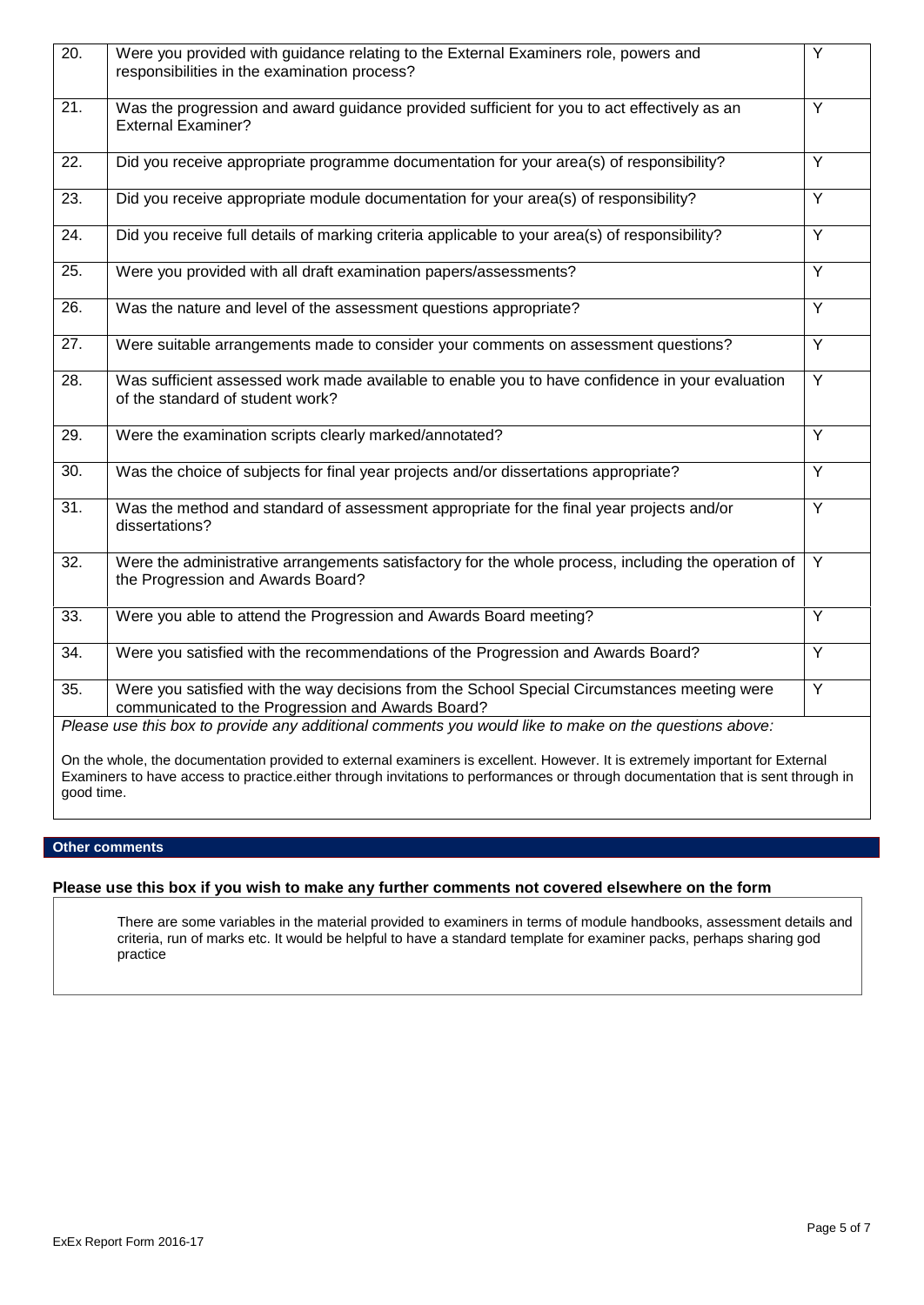| | | |
|---|---|---|
| 20. | Were you provided with guidance relating to the External Examiners role, powers and responsibilities in the examination process? | Y |
| 21. | Was the progression and award guidance provided sufficient for you to act effectively as an External Examiner? | Y |
| 22. | Did you receive appropriate programme documentation for your area(s) of responsibility? | Y |
| 23. | Did you receive appropriate module documentation for your area(s) of responsibility? | Y |
| 24. | Did you receive full details of marking criteria applicable to your area(s) of responsibility? | Y |
| 25. | Were you provided with all draft examination papers/assessments? | Y |
| 26. | Was the nature and level of the assessment questions appropriate? | Y |
| 27. | Were suitable arrangements made to consider your comments on assessment questions? | Y |
| 28. | Was sufficient assessed work made available to enable you to have confidence in your evaluation of the standard of student work? | Y |
| 29. | Were the examination scripts clearly marked/annotated? | Y |
| 30. | Was the choice of subjects for final year projects and/or dissertations appropriate? | Y |
| 31. | Was the method and standard of assessment appropriate for the final year projects and/or dissertations? | Y |
| 32. | Were the administrative arrangements satisfactory for the whole process, including the operation of the Progression and Awards Board? | Y |
| 33. | Were you able to attend the Progression and Awards Board meeting? | Y |
| 34. | Were you satisfied with the recommendations of the Progression and Awards Board? | Y |
| 35. | Were you satisfied with the way decisions from the School Special Circumstances meeting were communicated to the Progression and Awards Board? | Y |

*Please use this box to provide any additional comments you would like to make on the questions above:*

On the whole, the documentation provided to external examiners is excellent. However. It is extremely important for External Examiners to have access to practice.either through invitations to performances or through documentation that is sent through in good time.

**Other comments**

**Please use this box if you wish to make any further comments not covered elsewhere on the form**

There are some variables in the material provided to examiners in terms of module handbooks, assessment details and criteria, run of marks etc. It would be helpful to have a standard template for examiner packs, perhaps sharing god practice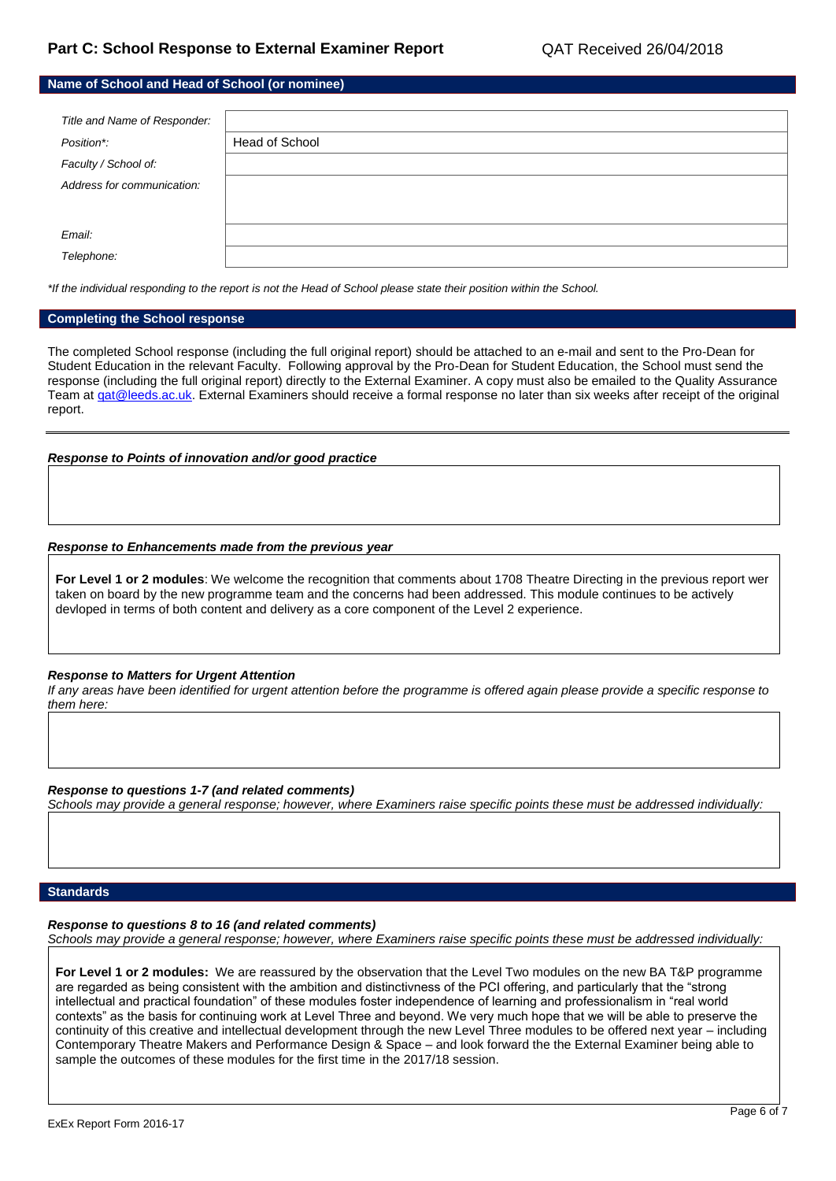## Part C: School Response to External Examiner Report

QAT Received 26/04/2018

### Name of School and Head of School (or nominee)

| | |
|---|---|
| *Title and Name of Responder:* | |
| *Position\*:* | Head of School |
| *Faculty / School of:* | |
| *Address for communication:* | |
| *Email:* | |
| *Telephone:* | |

*\*If the individual responding to the report is not the Head of School please state their position within the School.*

### Completing the School response

The completed School response (including the full original report) should be attached to an e-mail and sent to the Pro-Dean for Student Education in the relevant Faculty. Following approval by the Pro-Dean for Student Education, the School must send the response (including the full original report) directly to the External Examiner. A copy must also be emailed to the Quality Assurance Team at qat@leeds.ac.uk. External Examiners should receive a formal response no later than six weeks after receipt of the original report.

***Response to Points of innovation and/or good practice***

***Response to Enhancements made from the previous year***

**For Level 1 or 2 modules**: We welcome the recognition that comments about 1708 Theatre Directing in the previous report wer taken on board by the new programme team and the concerns had been addressed. This module continues to be actively devloped in terms of both content and delivery as a core component of the Level 2 experience.

***Response to Matters for Urgent Attention***

*If any areas have been identified for urgent attention before the programme is offered again please provide a specific response to them here:*

***Response to questions 1-7 (and related comments)***

*Schools may provide a general response; however, where Examiners raise specific points these must be addressed individually:*

### Standards

***Response to questions 8 to 16 (and related comments)***

*Schools may provide a general response; however, where Examiners raise specific points these must be addressed individually:*

**For Level 1 or 2 modules:** We are reassured by the observation that the Level Two modules on the new BA T&P programme are regarded as being consistent with the ambition and distinctivness of the PCI offering, and particularly that the "strong intellectual and practical foundation" of these modules foster independence of learning and professionalism in "real world contexts" as the basis for continuing work at Level Three and beyond. We very much hope that we will be able to preserve the continuity of this creative and intellectual development through the new Level Three modules to be offered next year – including Contemporary Theatre Makers and Performance Design & Space – and look forward the the External Examiner being able to sample the outcomes of these modules for the first time in the 2017/18 session.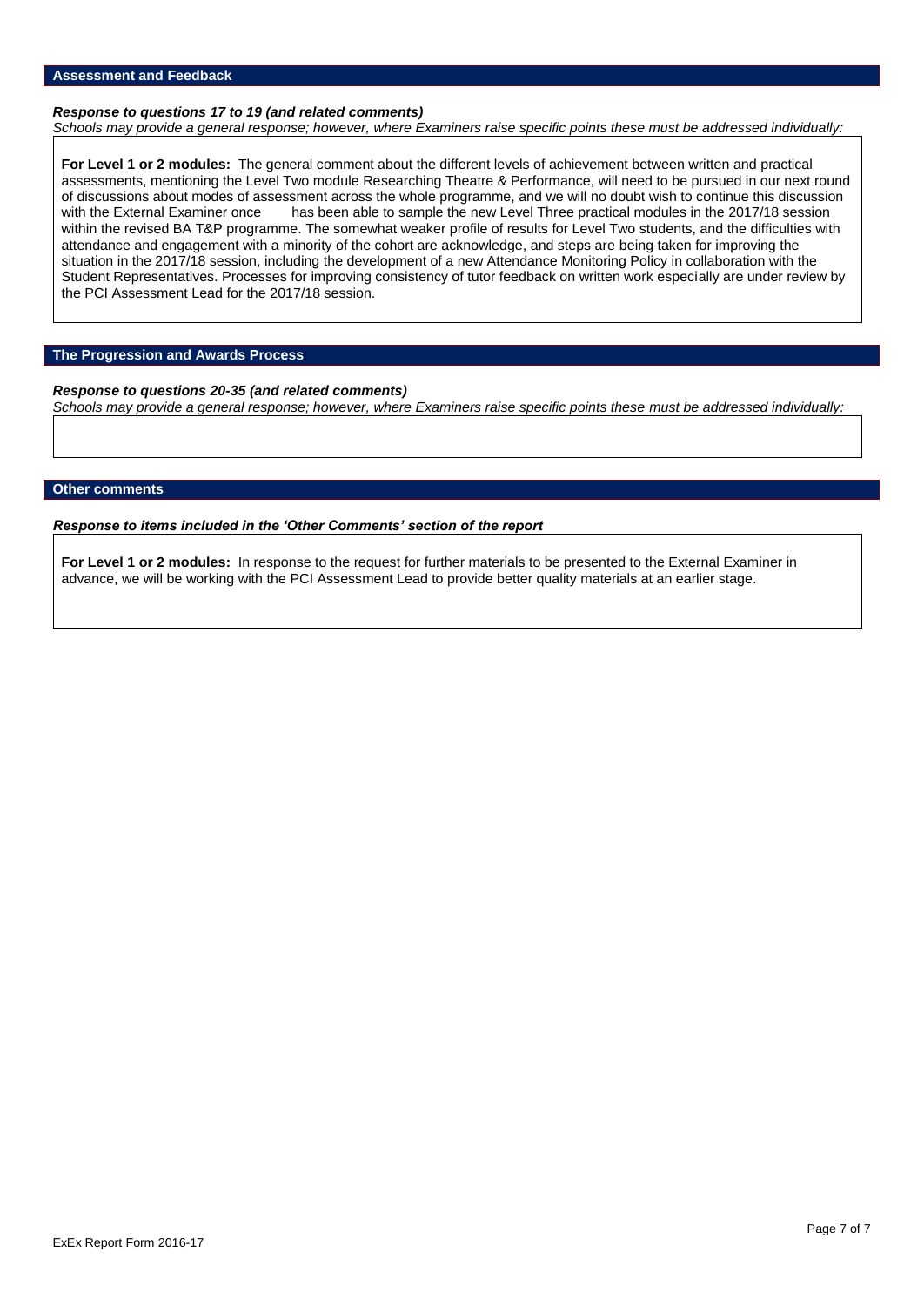## Assessment and Feedback

***Response to questions 17 to 19 (and related comments)***

*Schools may provide a general response; however, where Examiners raise specific points these must be addressed individually:*

**For Level 1 or 2 modules:** The general comment about the different levels of achievement between written and practical assessments, mentioning the Level Two module Researching Theatre & Performance, will need to be pursued in our next round of discussions about modes of assessment across the whole programme, and we will no doubt wish to continue this discussion with the External Examiner once has been able to sample the new Level Three practical modules in the 2017/18 session within the revised BA T&P programme. The somewhat weaker profile of results for Level Two students, and the difficulties with attendance and engagement with a minority of the cohort are acknowledge, and steps are being taken for improving the situation in the 2017/18 session, including the development of a new Attendance Monitoring Policy in collaboration with the Student Representatives. Processes for improving consistency of tutor feedback on written work especially are under review by the PCI Assessment Lead for the 2017/18 session.

## The Progression and Awards Process

***Response to questions 20-35 (and related comments)***

*Schools may provide a general response; however, where Examiners raise specific points these must be addressed individually:*

## Other comments

***Response to items included in the 'Other Comments' section of the report***

**For Level 1 or 2 modules:** In response to the request for further materials to be presented to the External Examiner in advance, we will be working with the PCI Assessment Lead to provide better quality materials at an earlier stage.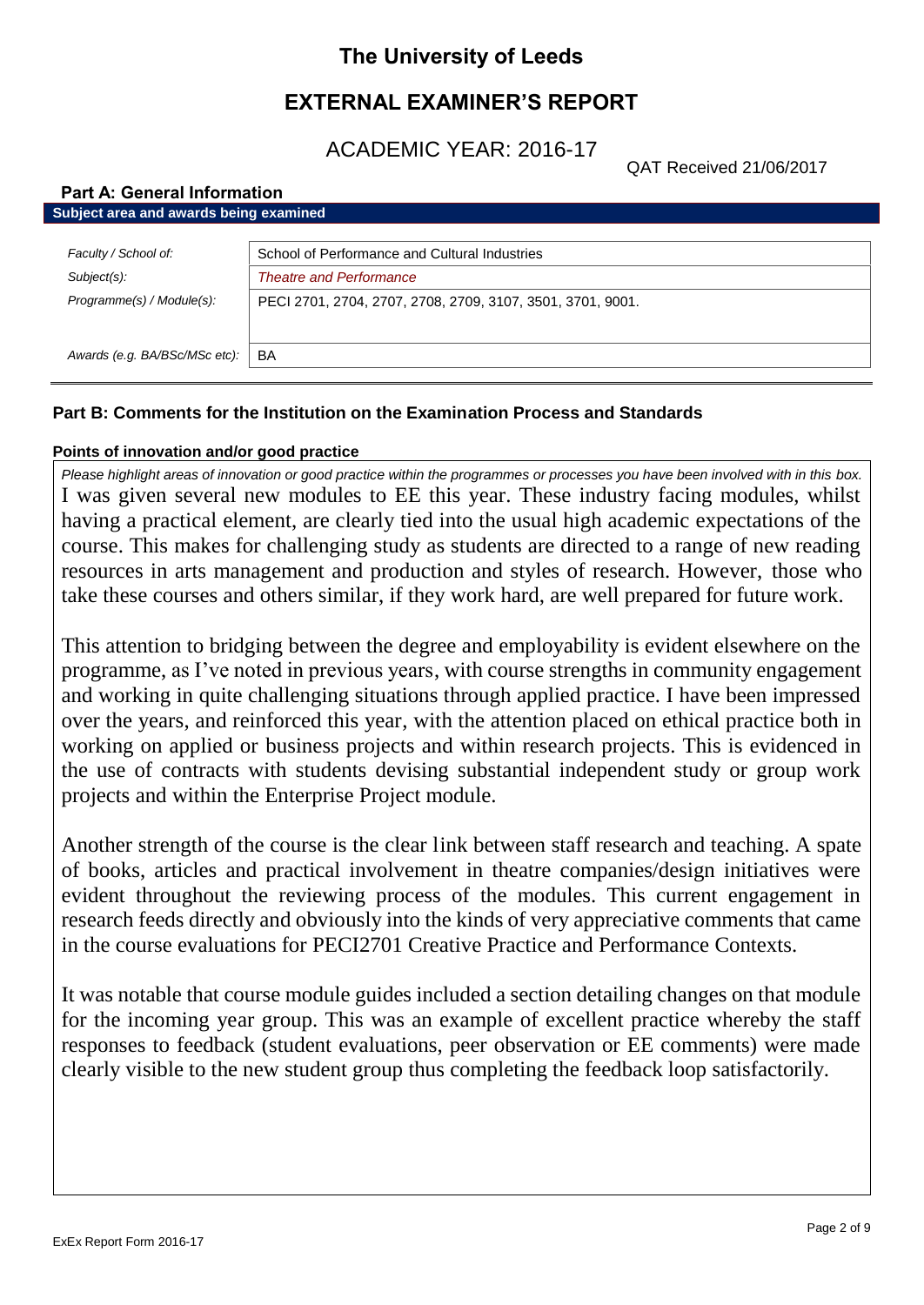# The University of Leeds

## EXTERNAL EXAMINER'S REPORT

ACADEMIC YEAR: 2016-17

QAT Received 21/06/2017

### Part A: General Information

**Subject area and awards being examined**

| | |
|---|---|
| *Faculty / School of:* | School of Performance and Cultural Industries |
| *Subject(s):* | *Theatre and Performance* |
| *Programme(s) / Module(s):* | PECI 2701, 2704, 2707, 2708, 2709, 3107, 3501, 3701, 9001. |
| *Awards (e.g. BA/BSc/MSc etc):* | BA |

### Part B: Comments for the Institution on the Examination Process and Standards

**Points of innovation and/or good practice**

*Please highlight areas of innovation or good practice within the programmes or processes you have been involved with in this box.*

I was given several new modules to EE this year. These industry facing modules, whilst having a practical element, are clearly tied into the usual high academic expectations of the course. This makes for challenging study as students are directed to a range of new reading resources in arts management and production and styles of research. However, those who take these courses and others similar, if they work hard, are well prepared for future work.

This attention to bridging between the degree and employability is evident elsewhere on the programme, as I've noted in previous years, with course strengths in community engagement and working in quite challenging situations through applied practice. I have been impressed over the years, and reinforced this year, with the attention placed on ethical practice both in working on applied or business projects and within research projects. This is evidenced in the use of contracts with students devising substantial independent study or group work projects and within the Enterprise Project module.

Another strength of the course is the clear link between staff research and teaching. A spate of books, articles and practical involvement in theatre companies/design initiatives were evident throughout the reviewing process of the modules. This current engagement in research feeds directly and obviously into the kinds of very appreciative comments that came in the course evaluations for PECI2701 Creative Practice and Performance Contexts.

It was notable that course module guides included a section detailing changes on that module for the incoming year group. This was an example of excellent practice whereby the staff responses to feedback (student evaluations, peer observation or EE comments) were made clearly visible to the new student group thus completing the feedback loop satisfactorily.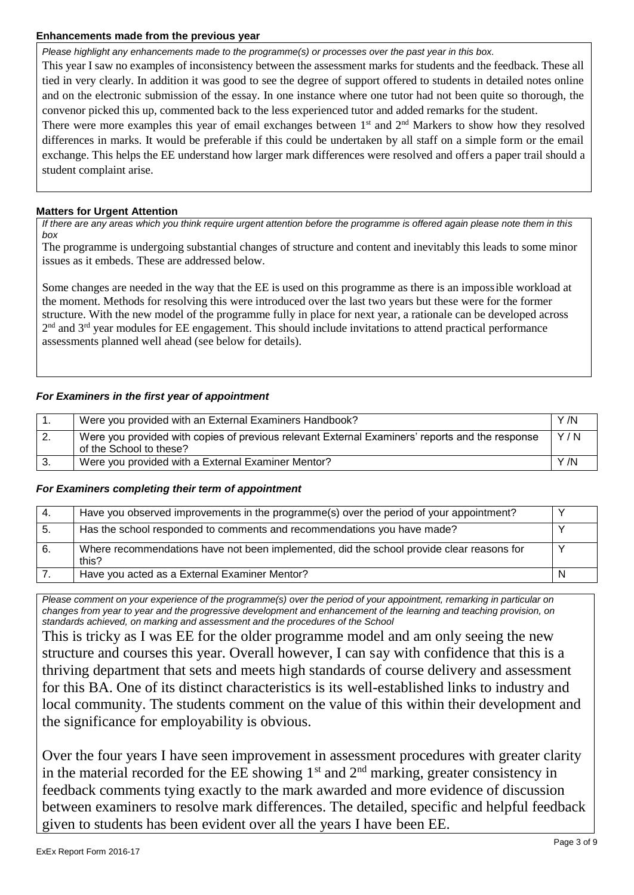**Enhancements made from the previous year**

*Please highlight any enhancements made to the programme(s) or processes over the past year in this box.*

This year I saw no examples of inconsistency between the assessment marks for students and the feedback. These all tied in very clearly. In addition it was good to see the degree of support offered to students in detailed notes online and on the electronic submission of the essay. In one instance where one tutor had not been quite so thorough, the convenor picked this up, commented back to the less experienced tutor and added remarks for the student.

There were more examples this year of email exchanges between 1st and 2nd Markers to show how they resolved differences in marks. It would be preferable if this could be undertaken by all staff on a simple form or the email exchange. This helps the EE understand how larger mark differences were resolved and offers a paper trail should a student complaint arise.

**Matters for Urgent Attention**

*If there are any areas which you think require urgent attention before the programme is offered again please note them in this box*

The programme is undergoing substantial changes of structure and content and inevitably this leads to some minor issues as it embeds. These are addressed below.

Some changes are needed in the way that the EE is used on this programme as there is an impossible workload at the moment. Methods for resolving this were introduced over the last two years but these were for the former structure. With the new model of the programme fully in place for next year, a rationale can be developed across 2nd and 3rd year modules for EE engagement. This should include invitations to attend practical performance assessments planned well ahead (see below for details).

***For Examiners in the first year of appointment***

| | | |
|---|---|---|
| 1. | Were you provided with an External Examiners Handbook? | Y /N |
| 2. | Were you provided with copies of previous relevant External Examiners' reports and the response of the School to these? | Y / N |
| 3. | Were you provided with a External Examiner Mentor? | Y /N |

***For Examiners completing their term of appointment***

| | | |
|---|---|---|
| 4. | Have you observed improvements in the programme(s) over the period of your appointment? | Y |
| 5. | Has the school responded to comments and recommendations you have made? | Y |
| 6. | Where recommendations have not been implemented, did the school provide clear reasons for this? | Y |
| 7. | Have you acted as a External Examiner Mentor? | N |

*Please comment on your experience of the programme(s) over the period of your appointment, remarking in particular on changes from year to year and the progressive development and enhancement of the learning and teaching provision, on standards achieved, on marking and assessment and the procedures of the School*

This is tricky as I was EE for the older programme model and am only seeing the new structure and courses this year. Overall however, I can say with confidence that this is a thriving department that sets and meets high standards of course delivery and assessment for this BA. One of its distinct characteristics is its well-established links to industry and local community. The students comment on the value of this within their development and the significance for employability is obvious.

Over the four years I have seen improvement in assessment procedures with greater clarity in the material recorded for the EE showing 1st and 2nd marking, greater consistency in feedback comments tying exactly to the mark awarded and more evidence of discussion between examiners to resolve mark differences. The detailed, specific and helpful feedback given to students has been evident over all the years I have been EE.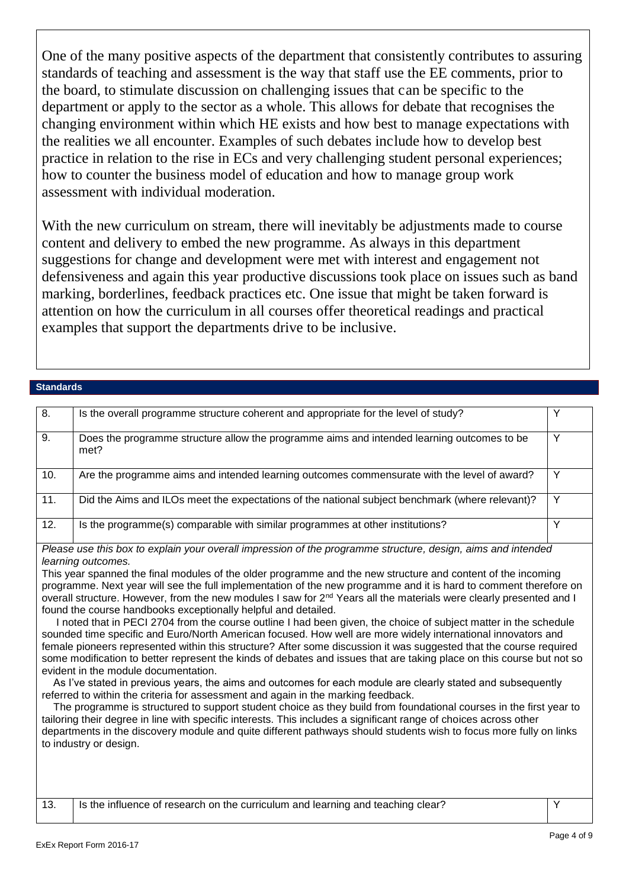One of the many positive aspects of the department that consistently contributes to assuring standards of teaching and assessment is the way that staff use the EE comments, prior to the board, to stimulate discussion on challenging issues that can be specific to the department or apply to the sector as a whole. This allows for debate that recognises the changing environment within which HE exists and how best to manage expectations with the realities we all encounter. Examples of such debates include how to develop best practice in relation to the rise in ECs and very challenging student personal experiences; how to counter the business model of education and how to manage group work assessment with individual moderation.

With the new curriculum on stream, there will inevitably be adjustments made to course content and delivery to embed the new programme. As always in this department suggestions for change and development were met with interest and engagement not defensiveness and again this year productive discussions took place on issues such as band marking, borderlines, feedback practices etc. One issue that might be taken forward is attention on how the curriculum in all courses offer theoretical readings and practical examples that support the departments drive to be inclusive.

## Standards

| | | |
|---|---|---|
| 8. | Is the overall programme structure coherent and appropriate for the level of study? | Y |
| 9. | Does the programme structure allow the programme aims and intended learning outcomes to be met? | Y |
| 10. | Are the programme aims and intended learning outcomes commensurate with the level of award? | Y |
| 11. | Did the Aims and ILOs meet the expectations of the national subject benchmark (where relevant)? | Y |
| 12. | Is the programme(s) comparable with similar programmes at other institutions? | Y |

*Please use this box to explain your overall impression of the programme structure, design, aims and intended learning outcomes.*

This year spanned the final modules of the older programme and the new structure and content of the incoming programme. Next year will see the full implementation of the new programme and it is hard to comment therefore on overall structure. However, from the new modules I saw for 2nd Years all the materials were clearly presented and I found the course handbooks exceptionally helpful and detailed.

I noted that in PECI 2704 from the course outline I had been given, the choice of subject matter in the schedule sounded time specific and Euro/North American focused. How well are more widely international innovators and female pioneers represented within this structure? After some discussion it was suggested that the course required some modification to better represent the kinds of debates and issues that are taking place on this course but not so evident in the module documentation.

As I've stated in previous years, the aims and outcomes for each module are clearly stated and subsequently referred to within the criteria for assessment and again in the marking feedback.

The programme is structured to support student choice as they build from foundational courses in the first year to tailoring their degree in line with specific interests. This includes a significant range of choices across other departments in the discovery module and quite different pathways should students wish to focus more fully on links to industry or design.

| | | |
|---|---|---|
| 13. | Is the influence of research on the curriculum and learning and teaching clear? | Y |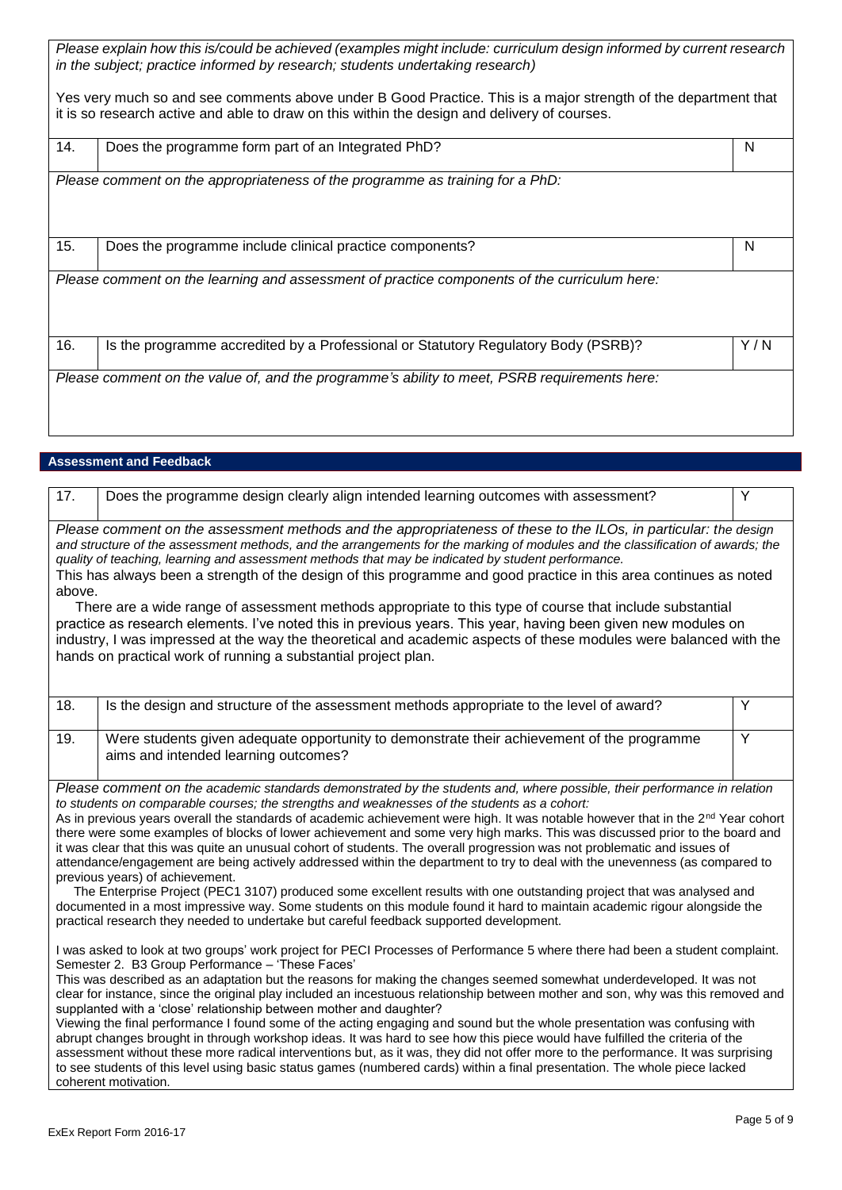*Please explain how this is/could be achieved (examples might include: curriculum design informed by current research in the subject; practice informed by research; students undertaking research)*

Yes very much so and see comments above under B Good Practice. This is a major strength of the department that it is so research active and able to draw on this within the design and delivery of courses.

| 14. | Does the programme form part of an Integrated PhD? | N |
|---|---|---|

*Please comment on the appropriateness of the programme as training for a PhD:*

| 15. | Does the programme include clinical practice components? | N |
|---|---|---|

*Please comment on the learning and assessment of practice components of the curriculum here:*

| 16. | Is the programme accredited by a Professional or Statutory Regulatory Body (PSRB)? | Y / N |
|---|---|---|

*Please comment on the value of, and the programme's ability to meet, PSRB requirements here:*

## Assessment and Feedback

| 17. | Does the programme design clearly align intended learning outcomes with assessment? | Y |
|---|---|---|

*Please comment on the assessment methods and the appropriateness of these to the ILOs, in particular: the design and structure of the assessment methods, and the arrangements for the marking of modules and the classification of awards; the quality of teaching, learning and assessment methods that may be indicated by student performance.*

This has always been a strength of the design of this programme and good practice in this area continues as noted above.

There are a wide range of assessment methods appropriate to this type of course that include substantial practice as research elements. I've noted this in previous years. This year, having been given new modules on industry, I was impressed at the way the theoretical and academic aspects of these modules were balanced with the hands on practical work of running a substantial project plan.

| 18. | Is the design and structure of the assessment methods appropriate to the level of award? | Y |
|---|---|---|
| 19. | Were students given adequate opportunity to demonstrate their achievement of the programme aims and intended learning outcomes? | Y |

*Please comment on the academic standards demonstrated by the students and, where possible, their performance in relation to students on comparable courses; the strengths and weaknesses of the students as a cohort:*

As in previous years overall the standards of academic achievement were high. It was notable however that in the 2nd Year cohort there were some examples of blocks of lower achievement and some very high marks. This was discussed prior to the board and it was clear that this was quite an unusual cohort of students. The overall progression was not problematic and issues of attendance/engagement are being actively addressed within the department to try to deal with the unevenness (as compared to previous years) of achievement.

The Enterprise Project (PEC1 3107) produced some excellent results with one outstanding project that was analysed and documented in a most impressive way. Some students on this module found it hard to maintain academic rigour alongside the practical research they needed to undertake but careful feedback supported development.

I was asked to look at two groups' work project for PECI Processes of Performance 5 where there had been a student complaint.
Semester 2. B3 Group Performance – 'These Faces'

This was described as an adaptation but the reasons for making the changes seemed somewhat underdeveloped. It was not clear for instance, since the original play included an incestuous relationship between mother and son, why was this removed and supplanted with a 'close' relationship between mother and daughter?

Viewing the final performance I found some of the acting engaging and sound but the whole presentation was confusing with abrupt changes brought in through workshop ideas. It was hard to see how this piece would have fulfilled the criteria of the assessment without these more radical interventions but, as it was, they did not offer more to the performance. It was surprising to see students of this level using basic status games (numbered cards) within a final presentation. The whole piece lacked coherent motivation.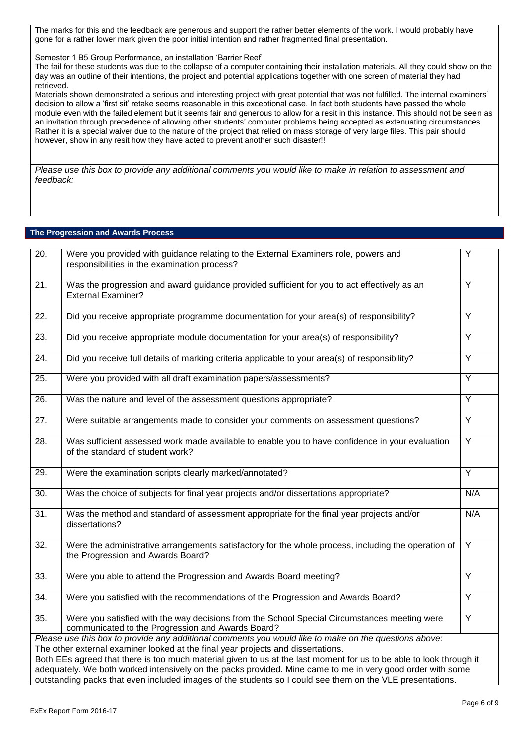The marks for this and the feedback are generous and support the rather better elements of the work. I would probably have gone for a rather lower mark given the poor initial intention and rather fragmented final presentation.

Semester 1 B5 Group Performance, an installation 'Barrier Reef'

The fail for these students was due to the collapse of a computer containing their installation materials. All they could show on the day was an outline of their intentions, the project and potential applications together with one screen of material they had retrieved.

Materials shown demonstrated a serious and interesting project with great potential that was not fulfilled. The internal examiners' decision to allow a 'first sit' retake seems reasonable in this exceptional case. In fact both students have passed the whole module even with the failed element but it seems fair and generous to allow for a resit in this instance. This should not be seen as an invitation through precedence of allowing other students' computer problems being accepted as extenuating circumstances. Rather it is a special waiver due to the nature of the project that relied on mass storage of very large files. This pair should however, show in any resit how they have acted to prevent another such disaster!!

*Please use this box to provide any additional comments you would like to make in relation to assessment and feedback:*

## The Progression and Awards Process

| | | |
|---|---|---|
| 20. | Were you provided with guidance relating to the External Examiners role, powers and responsibilities in the examination process? | Y |
| 21. | Was the progression and award guidance provided sufficient for you to act effectively as an External Examiner? | Y |
| 22. | Did you receive appropriate programme documentation for your area(s) of responsibility? | Y |
| 23. | Did you receive appropriate module documentation for your area(s) of responsibility? | Y |
| 24. | Did you receive full details of marking criteria applicable to your area(s) of responsibility? | Y |
| 25. | Were you provided with all draft examination papers/assessments? | Y |
| 26. | Was the nature and level of the assessment questions appropriate? | Y |
| 27. | Were suitable arrangements made to consider your comments on assessment questions? | Y |
| 28. | Was sufficient assessed work made available to enable you to have confidence in your evaluation of the standard of student work? | Y |
| 29. | Were the examination scripts clearly marked/annotated? | Y |
| 30. | Was the choice of subjects for final year projects and/or dissertations appropriate? | N/A |
| 31. | Was the method and standard of assessment appropriate for the final year projects and/or dissertations? | N/A |
| 32. | Were the administrative arrangements satisfactory for the whole process, including the operation of the Progression and Awards Board? | Y |
| 33. | Were you able to attend the Progression and Awards Board meeting? | Y |
| 34. | Were you satisfied with the recommendations of the Progression and Awards Board? | Y |
| 35. | Were you satisfied with the way decisions from the School Special Circumstances meeting were communicated to the Progression and Awards Board? | Y |

*Please use this box to provide any additional comments you would like to make on the questions above:*

The other external examiner looked at the final year projects and dissertations.

Both EEs agreed that there is too much material given to us at the last moment for us to be able to look through it adequately. We both worked intensively on the packs provided. Mine came to me in very good order with some outstanding packs that even included images of the students so I could see them on the VLE presentations.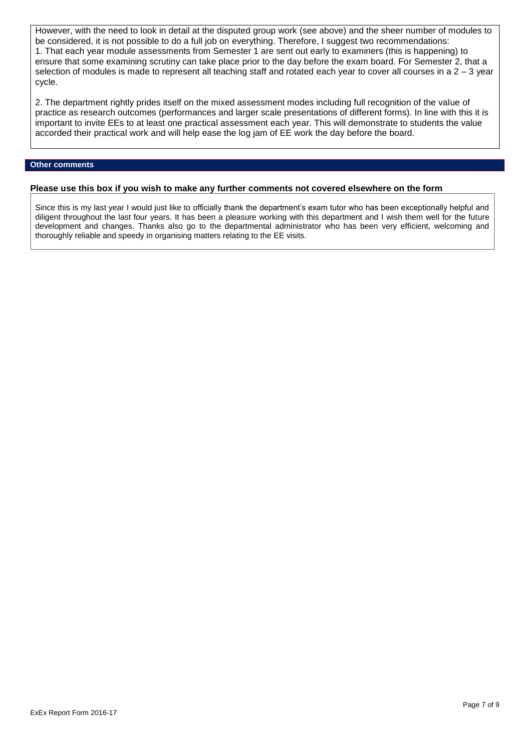However, with the need to look in detail at the disputed group work (see above) and the sheer number of modules to be considered, it is not possible to do a full job on everything. Therefore, I suggest two recommendations:

1. That each year module assessments from Semester 1 are sent out early to examiners (this is happening) to ensure that some examining scrutiny can take place prior to the day before the exam board. For Semester 2, that a selection of modules is made to represent all teaching staff and rotated each year to cover all courses in a 2 – 3 year cycle.

2. The department rightly prides itself on the mixed assessment modes including full recognition of the value of practice as research outcomes (performances and larger scale presentations of different forms). In line with this it is important to invite EEs to at least one practical assessment each year. This will demonstrate to students the value accorded their practical work and will help ease the log jam of EE work the day before the board.

## Other comments

**Please use this box if you wish to make any further comments not covered elsewhere on the form**

Since this is my last year I would just like to officially thank the department's exam tutor who has been exceptionally helpful and diligent throughout the last four years. It has been a pleasure working with this department and I wish them well for the future development and changes. Thanks also go to the departmental administrator who has been very efficient, welcoming and thoroughly reliable and speedy in organising matters relating to the EE visits.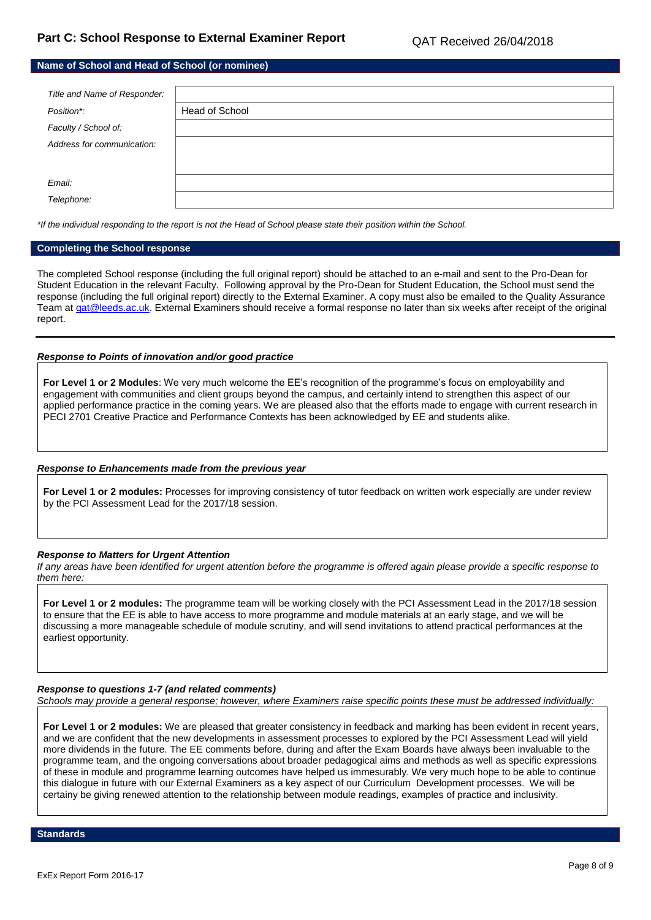## Part C: School Response to External Examiner Report

QAT Received 26/04/2018

### Name of School and Head of School (or nominee)

| | |
|---|---|
| *Title and Name of Responder:* | |
| *Position\*:* | Head of School |
| *Faculty / School of:* | |
| *Address for communication:* | |
| *Email:* | |
| *Telephone:* | |

*\*If the individual responding to the report is not the Head of School please state their position within the School.*

### Completing the School response

The completed School response (including the full original report) should be attached to an e-mail and sent to the Pro-Dean for Student Education in the relevant Faculty. Following approval by the Pro-Dean for Student Education, the School must send the response (including the full original report) directly to the External Examiner. A copy must also be emailed to the Quality Assurance Team at qat@leeds.ac.uk. External Examiners should receive a formal response no later than six weeks after receipt of the original report.

---

***Response to Points of innovation and/or good practice***

**For Level 1 or 2 Modules**: We very much welcome the EE's recognition of the programme's focus on employability and engagement with communities and client groups beyond the campus, and certainly intend to strengthen this aspect of our applied performance practice in the coming years. We are pleased also that the efforts made to engage with current research in PECI 2701 Creative Practice and Performance Contexts has been acknowledged by EE and students alike.

***Response to Enhancements made from the previous year***

**For Level 1 or 2 modules:** Processes for improving consistency of tutor feedback on written work especially are under review by the PCI Assessment Lead for the 2017/18 session.

***Response to Matters for Urgent Attention***

*If any areas have been identified for urgent attention before the programme is offered again please provide a specific response to them here:*

**For Level 1 or 2 modules:** The programme team will be working closely with the PCI Assessment Lead in the 2017/18 session to ensure that the EE is able to have access to more programme and module materials at an early stage, and we will be discussing a more manageable schedule of module scrutiny, and will send invitations to attend practical performances at the earliest opportunity.

***Response to questions 1-7 (and related comments)***

*Schools may provide a general response; however, where Examiners raise specific points these must be addressed individually:*

**For Level 1 or 2 modules:** We are pleased that greater consistency in feedback and marking has been evident in recent years, and we are confident that the new developments in assessment processes to explored by the PCI Assessment Lead will yield more dividends in the future. The EE comments before, during and after the Exam Boards have always been invaluable to the programme team, and the ongoing conversations about broader pedagogical aims and methods as well as specific expressions of these in module and programme learning outcomes have helped us immesurably. We very much hope to be able to continue this dialogue in future with our External Examiners as a key aspect of our Curriculum Development processes. We will be certainy be giving renewed attention to the relationship between module readings, examples of practice and inclusivity.

### Standards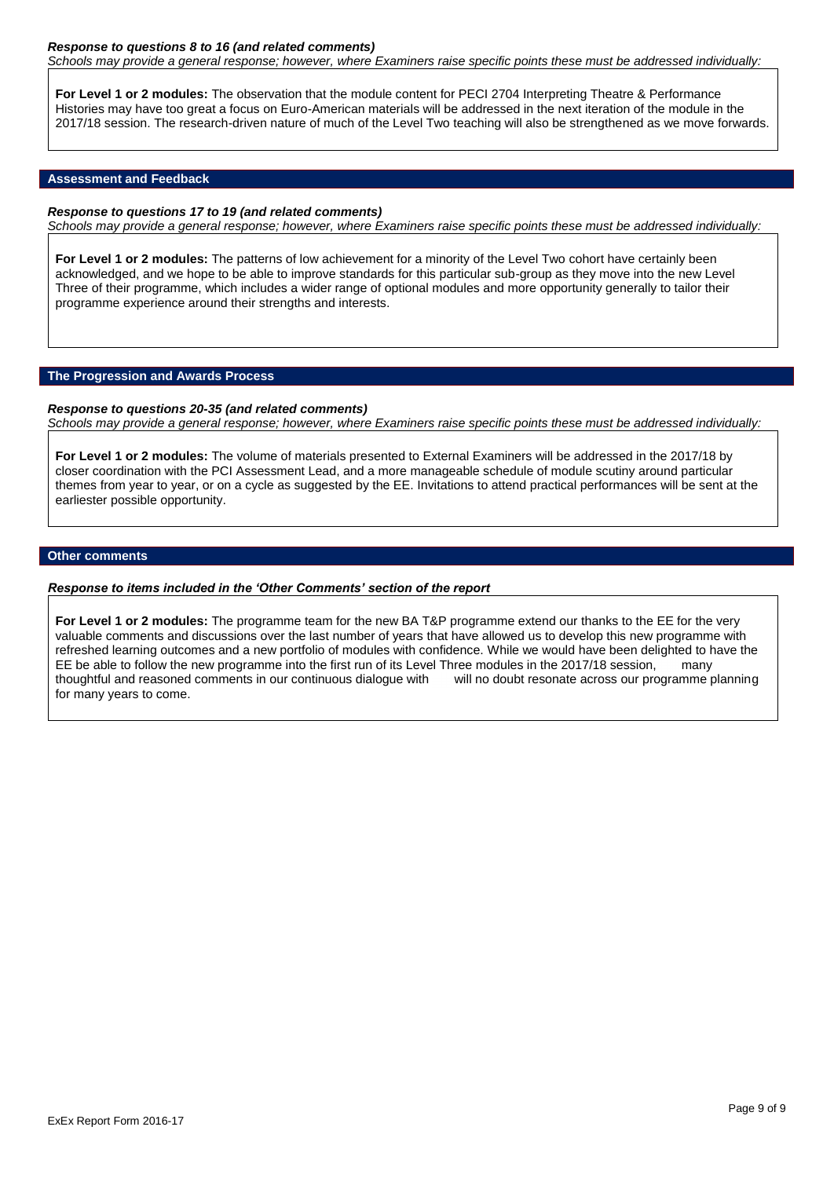***Response to questions 8 to 16 (and related comments)***
*Schools may provide a general response; however, where Examiners raise specific points these must be addressed individually:*

**For Level 1 or 2 modules:** The observation that the module content for PECI 2704 Interpreting Theatre & Performance Histories may have too great a focus on Euro-American materials will be addressed in the next iteration of the module in the 2017/18 session. The research-driven nature of much of the Level Two teaching will also be strengthened as we move forwards.

## Assessment and Feedback

***Response to questions 17 to 19 (and related comments)***
*Schools may provide a general response; however, where Examiners raise specific points these must be addressed individually:*

**For Level 1 or 2 modules:** The patterns of low achievement for a minority of the Level Two cohort have certainly been acknowledged, and we hope to be able to improve standards for this particular sub-group as they move into the new Level Three of their programme, which includes a wider range of optional modules and more opportunity generally to tailor their programme experience around their strengths and interests.

## The Progression and Awards Process

***Response to questions 20-35 (and related comments)***
*Schools may provide a general response; however, where Examiners raise specific points these must be addressed individually:*

**For Level 1 or 2 modules:** The volume of materials presented to External Examiners will be addressed in the 2017/18 by closer coordination with the PCI Assessment Lead, and a more manageable schedule of module scrutiny around particular themes from year to year, or on a cycle as suggested by the EE. Invitations to attend practical performances will be sent at the earliester possible opportunity.

## Other comments

***Response to items included in the 'Other Comments' section of the report***

**For Level 1 or 2 modules:** The programme team for the new BA T&P programme extend our thanks to the EE for the very valuable comments and discussions over the last number of years that have allowed us to develop this new programme with refreshed learning outcomes and a new portfolio of modules with confidence. While we would have been delighted to have the EE be able to follow the new programme into the first run of its Level Three modules in the 2017/18 session, many thoughtful and reasoned comments in our continuous dialogue with will no doubt resonate across our programme planning for many years to come.